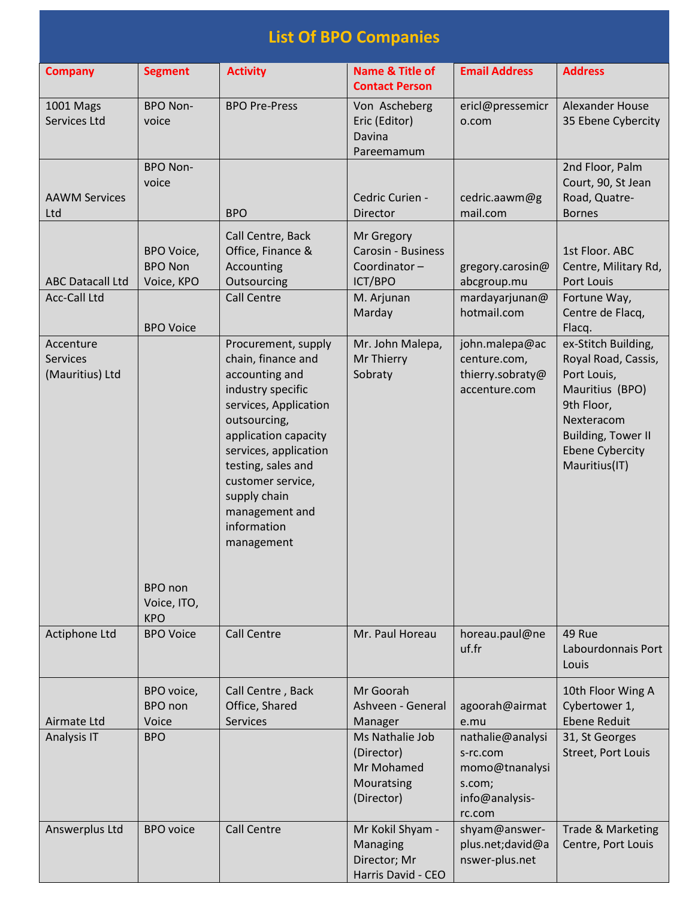# List Of BPO Companies

| Company | Segment | Activity | Name & Title of Contact Person | Email Address | Address |
|---|---|---|---|---|---|
| 1001 Mags Services Ltd | BPO Non-voice | BPO Pre-Press | Von Ascheberg Eric (Editor) Davina Pareemamum | ericl@pressemicro.com | Alexander House 35 Ebene Cybercity |
| AAWM Services Ltd | BPO Non-voice | BPO | Cedric Curien - Director | cedric.aawm@gmail.com | 2nd Floor, Palm Court, 90, St Jean Road, Quatre-Bornes |
| ABC Datacall Ltd | BPO Voice, BPO Non Voice, KPO | Call Centre, Back Office, Finance & Accounting Outsourcing | Mr Gregory Carosin - Business Coordinator – ICT/BPO | gregory.carosin@abcgroup.mu | 1st Floor. ABC Centre, Military Rd, Port Louis |
| Acc-Call Ltd | BPO Voice | Call Centre | M. Arjunan Marday | mardayarjunan@hotmail.com | Fortune Way, Centre de Flacq, Flacq. |
| Accenture Services (Mauritius) Ltd | BPO non Voice, ITO, KPO | Procurement, supply chain, finance and accounting and industry specific services, Application outsourcing, application capacity services, application testing, sales and customer service, supply chain management and information management | Mr. John Malepa, Mr Thierry Sobraty | john.malepa@accenture.com, thierry.sobraty@accenture.com | ex-Stitch Building, Royal Road, Cassis, Port Louis, Mauritius (BPO) 9th Floor, Nexteracom Building, Tower II Ebene Cybercity Mauritius(IT) |
| Actiphone Ltd | BPO Voice | Call Centre | Mr. Paul Horeau | horeau.paul@neuf.fr | 49 Rue Labourdonnais Port Louis |
| Airmate Ltd | BPO voice, BPO non Voice | Call Centre , Back Office, Shared Services | Mr Goorah Ashveen - General Manager | agoorah@airmate.mu | 10th Floor Wing A Cybertower 1, Ebene Reduit |
| Analysis IT | BPO | | Ms Nathalie Job (Director) Mr Mohamed Mouratsing (Director) | nathalie@analysis-rc.com momo@tnanalysis.com; info@analysis-rc.com | 31, St Georges Street, Port Louis |
| Answerplus Ltd | BPO voice | Call Centre | Mr Kokil Shyam - Managing Director; Mr Harris David - CEO | shyam@answer-plus.net;david@answer-plus.net | Trade & Marketing Centre, Port Louis |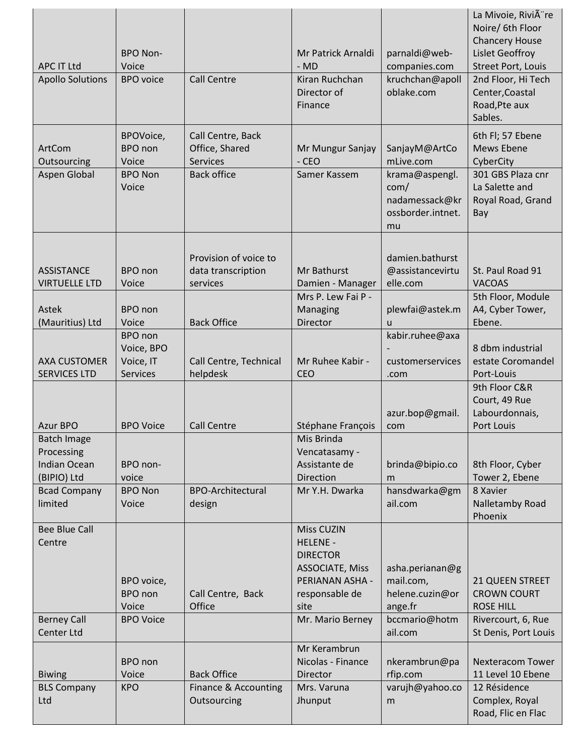| | | | | | |
|---|---|---|---|---|---|
| APC IT Ltd | BPO Non-Voice | | Mr Patrick Arnaldi - MD | parnaldi@web-companies.com | La Mivoie, RiviÃ¨re Noire/ 6th Floor Chancery House Lislet Geoffroy Street Port, Louis |
| Apollo Solutions | BPO voice | Call Centre | Kiran Ruchchan Director of Finance | kruchchan@apolloblake.com | 2nd Floor, Hi Tech Center,Coastal Road,Pte aux Sables. |
| ArtCom Outsourcing | BPOVoice, BPO non Voice | Call Centre, Back Office, Shared Services | Mr Mungur Sanjay - CEO | SanjayM@ArtComLive.com | 6th Fl; 57 Ebene Mews Ebene CyberCity |
| Aspen Global | BPO Non Voice | Back office | Samer Kassem | krama@aspengl.com/ nadamessack@krossborder.intnet.mu | 301 GBS Plaza cnr La Salette and Royal Road, Grand Bay |
| ASSISTANCE VIRTUELLE LTD | BPO non Voice | Provision of voice to data transcription services | Mr Bathurst Damien - Manager | damien.bathurst@assistancevirtuelle.com | St. Paul Road 91 VACOAS |
| Astek (Mauritius) Ltd | BPO non Voice | Back Office | Mrs P. Lew Fai P - Managing Director | plewfai@astek.mu | 5th Floor, Module A4, Cyber Tower, Ebene. |
| AXA CUSTOMER SERVICES LTD | BPO non Voice, BPO Voice, IT Services | Call Centre, Technical helpdesk | Mr Ruhee Kabir - CEO | kabir.ruhee@axa-customerservices.com | 8 dbm industrial estate Coromandel Port-Louis |
| Azur BPO | BPO Voice | Call Centre | Stéphane François | azur.bop@gmail.com | 9th Floor C&R Court, 49 Rue Labourdonnais, Port Louis |
| Batch Image Processing Indian Ocean (BIPIO) Ltd | BPO non-voice | | Mis Brinda Vencatasamy - Assistante de Direction | brinda@bipio.com | 8th Floor, Cyber Tower 2, Ebene |
| Bcad Company limited | BPO Non Voice | BPO-Architectural design | Mr Y.H. Dwarka | hansdwarka@gmail.com | 8 Xavier Nalletamby Road Phoenix |
| Bee Blue Call Centre | BPO voice, BPO non Voice | Call Centre, Back Office | Miss CUZIN HELENE - DIRECTOR ASSOCIATE, Miss PERIANAN ASHA - responsable de site | asha.perianan@gmail.com, helene.cuzin@orange.fr | 21 QUEEN STREET CROWN COURT ROSE HILL |
| Berney Call Center Ltd | BPO Voice | | Mr. Mario Berney | bccmario@hotmail.com | Rivercourt, 6, Rue St Denis, Port Louis |
| Biwing | BPO non Voice | Back Office | Mr Kerambrun Nicolas - Finance Director | nkerambrun@parfip.com | Nexteracom Tower 11 Level 10 Ebene |
| BLS Company Ltd | KPO | Finance & Accounting Outsourcing | Mrs. Varuna Jhunput | varujh@yahoo.com | 12 Résidence Complex, Royal Road, Flic en Flac |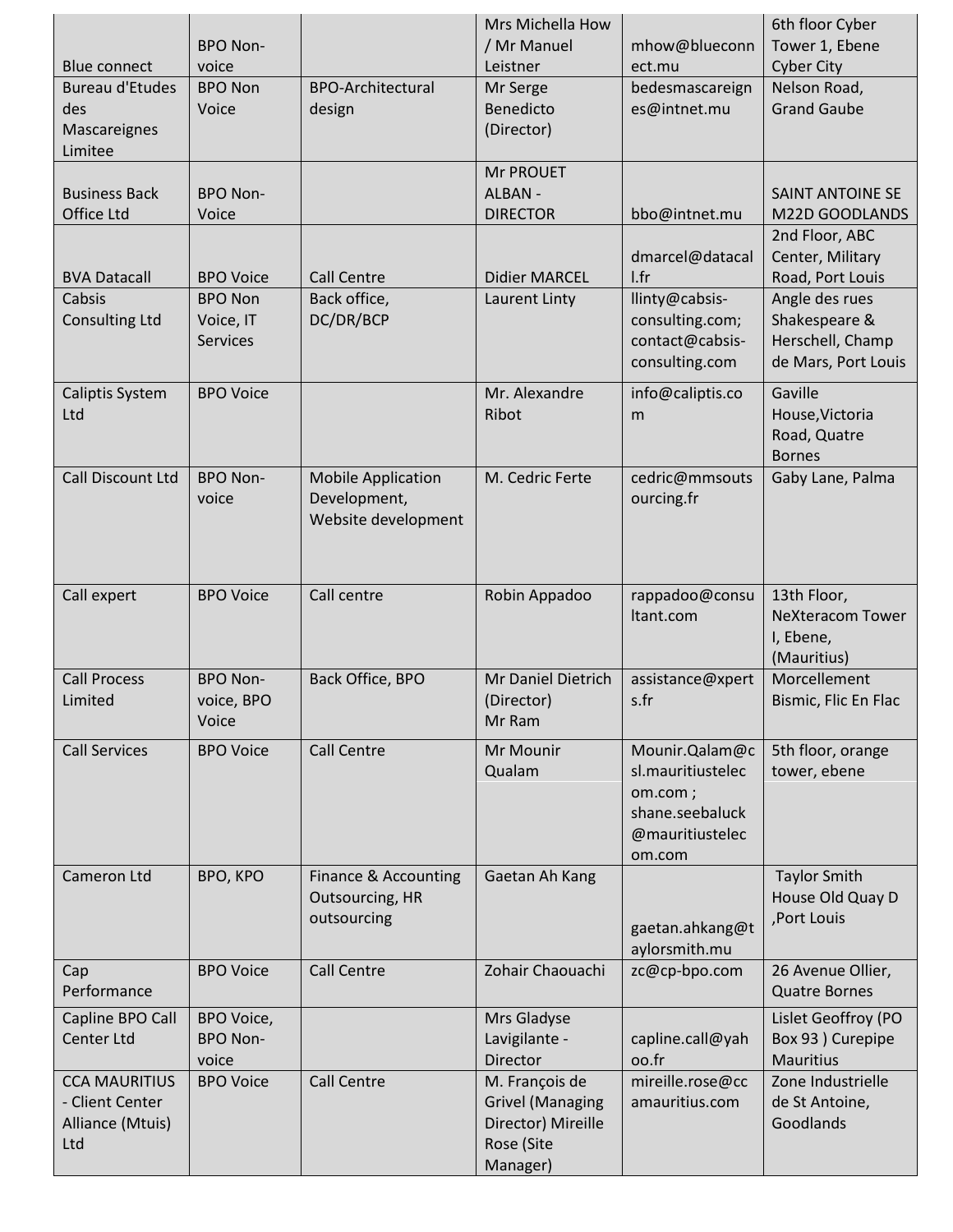| | | | | | |
|---|---|---|---|---|---|
| Blue connect | BPO Non-voice | | Mrs Michella How / Mr Manuel Leistner | mhow@blueconnect.mu | 6th floor Cyber Tower 1, Ebene Cyber City |
| Bureau d'Etudes des Mascareignes Limitee | BPO Non Voice | BPO-Architectural design | Mr Serge Benedicto (Director) | bedesmascareignes@intnet.mu | Nelson Road, Grand Gaube |
| Business Back Office Ltd | BPO Non-Voice | | Mr PROUET ALBAN - DIRECTOR | bbo@intnet.mu | SAINT ANTOINE SE M22D GOODLANDS |
| BVA Datacall | BPO Voice | Call Centre | Didier MARCEL | dmarcel@datacall.fr | 2nd Floor, ABC Center, Military Road, Port Louis |
| Cabsis Consulting Ltd | BPO Non Voice, IT Services | Back office, DC/DR/BCP | Laurent Linty | llinty@cabsis-consulting.com; contact@cabsis-consulting.com | Angle des rues Shakespeare & Herschell, Champ de Mars, Port Louis |
| Caliptis System Ltd | BPO Voice | | Mr. Alexandre Ribot | info@caliptis.com | Gaville House,Victoria Road, Quatre Bornes |
| Call Discount Ltd | BPO Non-voice | Mobile Application Development, Website development | M. Cedric Ferte | cedric@mmsoutsourcing.fr | Gaby Lane, Palma |
| Call expert | BPO Voice | Call centre | Robin Appadoo | rappadoo@consultant.com | 13th Floor, NeXteracom Tower I, Ebene, (Mauritius) |
| Call Process Limited | BPO Non-voice, BPO Voice | Back Office, BPO | Mr Daniel Dietrich (Director) Mr Ram | assistance@xperts.fr | Morcellement Bismic, Flic En Flac |
| Call Services | BPO Voice | Call Centre | Mr Mounir Qualam | Mounir.Qalam@csl.mauritiustelecom.com ; shane.seebaluck@mauritiustelecom.com | 5th floor, orange tower, ebene |
| Cameron Ltd | BPO, KPO | Finance & Accounting Outsourcing, HR outsourcing | Gaetan Ah Kang | gaetan.ahkang@taylorsmith.mu | Taylor Smith House Old Quay D ,Port Louis |
| Cap Performance | BPO Voice | Call Centre | Zohair Chaouachi | zc@cp-bpo.com | 26 Avenue Ollier, Quatre Bornes |
| Capline BPO Call Center Ltd | BPO Voice, BPO Non-voice | | Mrs Gladyse Lavigilante - Director | capline.call@yahoo.fr | Lislet Geoffroy (PO Box 93 ) Curepipe Mauritius |
| CCA MAURITIUS - Client Center Alliance (Mtuis) Ltd | BPO Voice | Call Centre | M. François de Grivel (Managing Director) Mireille Rose (Site Manager) | mireille.rose@ccamauritius.com | Zone Industrielle de St Antoine, Goodlands |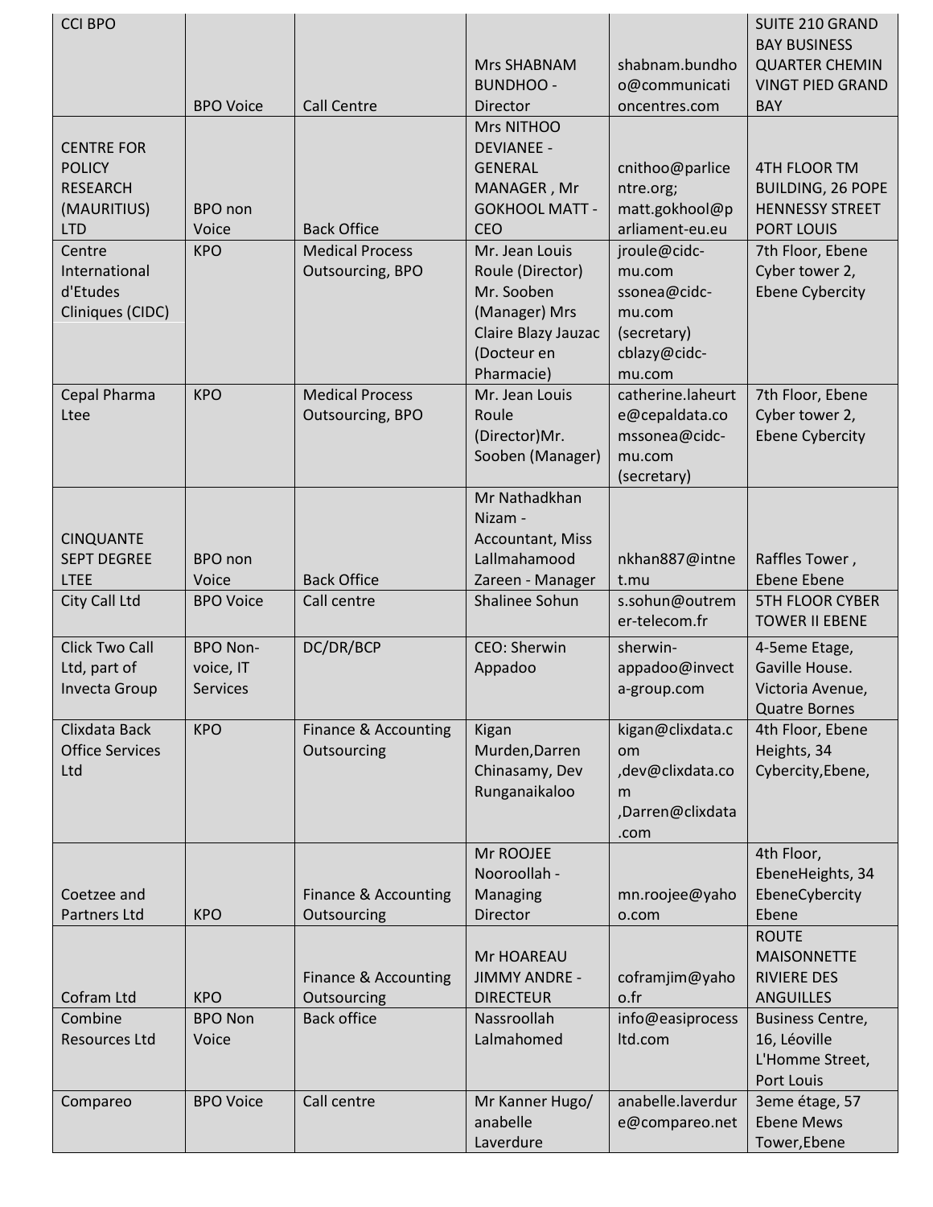| CCI BPO | BPO Voice | Call Centre | Mrs SHABNAM BUNDHOO - Director | shabnam.bundhoo@communicationcentres.com | SUITE 210 GRAND BAY BUSINESS QUARTER CHEMIN VINGT PIED GRAND BAY |
|---|---|---|---|---|---|
| CENTRE FOR POLICY RESEARCH (MAURITIUS) LTD | BPO non Voice | Back Office | Mrs NITHOO DEVIANEE - GENERAL MANAGER , Mr GOKHOOL MATT - CEO | cnithoo@parlicentre.org; matt.gokhool@parliament-eu.eu | 4TH FLOOR TM BUILDING, 26 POPE HENNESSY STREET PORT LOUIS |
| Centre International d'Etudes Cliniques (CIDC) | KPO | Medical Process Outsourcing, BPO | Mr. Jean Louis Roule (Director) Mr. Sooben (Manager) Mrs Claire Blazy Jauzac (Docteur en Pharmacie) | jroule@cidc-mu.com ssonea@cidc-mu.com (secretary) cblazy@cidc-mu.com | 7th Floor, Ebene Cyber tower 2, Ebene Cybercity |
| Cepal Pharma Ltee | KPO | Medical Process Outsourcing, BPO | Mr. Jean Louis Roule (Director)Mr. Sooben (Manager) | catherine.laheurte@cepaldata.co mssonea@cidc-mu.com (secretary) | 7th Floor, Ebene Cyber tower 2, Ebene Cybercity |
| CINQUANTE SEPT DEGREE LTEE | BPO non Voice | Back Office | Mr Nathadkhan Nizam - Accountant, Miss Lallmahamood Zareen - Manager | nkhan887@intnet.mu | Raffles Tower , Ebene Ebene |
| City Call Ltd | BPO Voice | Call centre | Shalinee Sohun | s.sohun@outremer-telecom.fr | 5TH FLOOR CYBER TOWER II EBENE |
| Click Two Call Ltd, part of Invecta Group | BPO Non-voice, IT Services | DC/DR/BCP | CEO: Sherwin Appadoo | sherwin-appadoo@invecta-group.com | 4-5eme Etage, Gaville House. Victoria Avenue, Quatre Bornes |
| Clixdata Back Office Services Ltd | KPO | Finance & Accounting Outsourcing | Kigan Murden,Darren Chinasamy, Dev Runganaikaloo | kigan@clixdata.com ,dev@clixdata.com ,Darren@clixdata.com | 4th Floor, Ebene Heights, 34 Cybercity,Ebene, |
| Coetzee and Partners Ltd | KPO | Finance & Accounting Outsourcing | Mr ROOJEE Nooroollah - Managing Director | mn.roojee@yahoo.com | 4th Floor, EbeneHeights, 34 EbeneCybercity Ebene |
| Cofram Ltd | KPO | Finance & Accounting Outsourcing | Mr HOAREAU JIMMY ANDRE - DIRECTEUR | coframjim@yahoo.fr | ROUTE MAISONNETTE RIVIERE DES ANGUILLES |
| Combine Resources Ltd | BPO Non Voice | Back office | Nassroollah Lalmahomed | info@easiprocessltd.com | Business Centre, 16, Léoville L'Homme Street, Port Louis |
| Compareo | BPO Voice | Call centre | Mr Kanner Hugo/ anabelle Laverdure | anabelle.laverdure@compareo.net | 3eme étage, 57 Ebene Mews Tower,Ebene |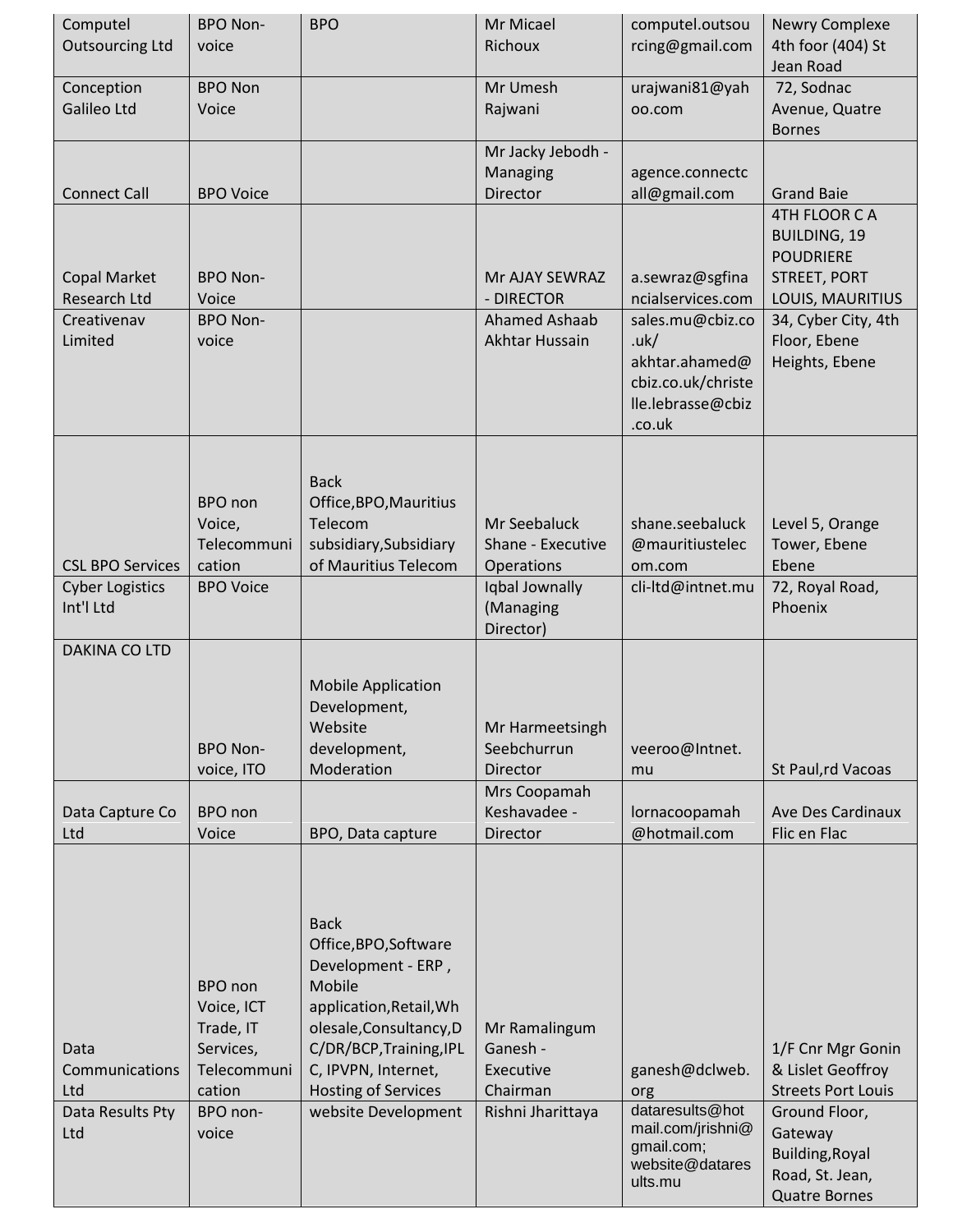| Computel Outsourcing Ltd | BPO Non-voice | BPO | Mr Micael Richoux | computel.outsourcing@gmail.com | Newry Complexe 4th foor (404) St Jean Road |
|---|---|---|---|---|---|
| Conception Galileo Ltd | BPO Non Voice | | Mr Umesh Rajwani | urajwani81@yahoo.com | 72, Sodnac Avenue, Quatre Bornes |
| Connect Call | BPO Voice | | Mr Jacky Jebodh - Managing Director | agence.connectcall@gmail.com | Grand Baie |
| Copal Market Research Ltd | BPO Non-Voice | | Mr AJAY SEWRAZ - DIRECTOR | a.sewraz@sgfinancialservices.com | 4TH FLOOR C A BUILDING, 19 POUDRIERE STREET, PORT LOUIS, MAURITIUS |
| Creativenav Limited | BPO Non-voice | | Ahamed Ashaab Akhtar Hussain | sales.mu@cbiz.co.uk/ akhtar.ahamed@cbiz.co.uk/christelle.lebrasse@cbiz.co.uk | 34, Cyber City, 4th Floor, Ebene Heights, Ebene |
| CSL BPO Services | BPO non Voice, Telecommunication | Back Office,BPO,Mauritius Telecom subsidiary,Subsidiary of Mauritius Telecom | Mr Seebaluck Shane - Executive Operations | shane.seebaluck@mauritiustelecom.com | Level 5, Orange Tower, Ebene Ebene |
| Cyber Logistics Int'l Ltd | BPO Voice | | Iqbal Jownally (Managing Director) | cli-ltd@intnet.mu | 72, Royal Road, Phoenix |
| DAKINA CO LTD | BPO Non-voice, ITO | Mobile Application Development, Website development, Moderation | Mr Harmeetsingh Seebchurrun Director | veeroo@Intnet.mu | St Paul,rd Vacoas |
| Data Capture Co Ltd | BPO non Voice | BPO, Data capture | Mrs Coopamah Keshavadee - Director | lornacoopamah@hotmail.com | Ave Des Cardinaux Flic en Flac |
| Data Communications Ltd | BPO non Voice, ICT Trade, IT Services, Telecommunication | Back Office,BPO,Software Development - ERP , Mobile application,Retail,Wholesale,Consultancy,DC/DR/BCP,Training,IPLC, IPVPN, Internet, Hosting of Services | Mr Ramalingum Ganesh - Executive Chairman | ganesh@dclweb.org | 1/F Cnr Mgr Gonin & Lislet Geoffroy Streets Port Louis |
| Data Results Pty Ltd | BPO non-voice | website Development | Rishni Jharittaya | dataresults@hotmail.com/jrishni@gmail.com; website@dataresults.mu | Ground Floor, Gateway Building,Royal Road, St. Jean, Quatre Bornes |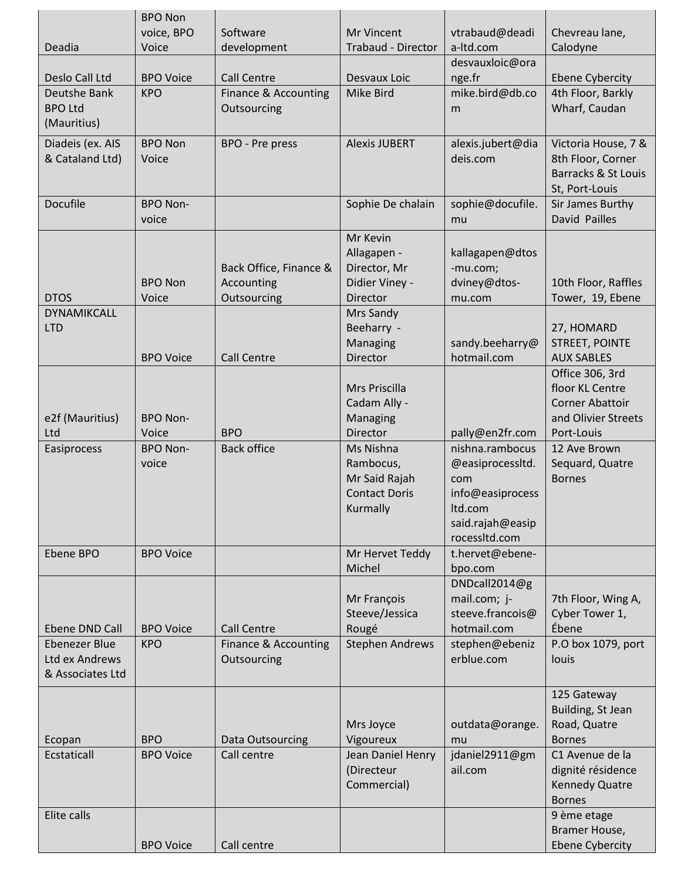| | | | | | |
|---|---|---|---|---|---|
| Deadia | BPO Non voice, BPO Voice | Software development | Mr Vincent Trabaud - Director | vtrabaud@deadia-ltd.com | Chevreau lane, Calodyne |
| Deslo Call Ltd | BPO Voice | Call Centre | Desvaux Loic | desvauxloic@orange.fr | Ebene Cybercity |
| Deutshe Bank BPO Ltd (Mauritius) | KPO | Finance & Accounting Outsourcing | Mike Bird | mike.bird@db.com | 4th Floor, Barkly Wharf, Caudan |
| Diadeis (ex. AIS & Cataland Ltd) | BPO Non Voice | BPO - Pre press | Alexis JUBERT | alexis.jubert@diadeis.com | Victoria House, 7 & 8th Floor, Corner Barracks & St Louis St, Port-Louis |
| Docufile | BPO Non-voice | | Sophie De chalain | sophie@docufile.mu | Sir James Burthy David Pailles |
| DTOS | BPO Non Voice | Back Office, Finance & Accounting Outsourcing | Mr Kevin Allagapen - Director, Mr Didier Viney - Director | kallagapen@dtos-mu.com; dviney@dtos-mu.com | 10th Floor, Raffles Tower, 19, Ebene |
| DYNAMIKCALL LTD | BPO Voice | Call Centre | Mrs Sandy Beeharry - Managing Director | sandy.beeharry@hotmail.com | 27, HOMARD STREET, POINTE AUX SABLES |
| e2f (Mauritius) Ltd | BPO Non-Voice | BPO | Mrs Priscilla Cadam Ally - Managing Director | pally@en2fr.com | Office 306, 3rd floor KL Centre Corner Abattoir and Olivier Streets Port-Louis |
| Easiprocess | BPO Non-voice | Back office | Ms Nishna Rambocus, Mr Said Rajah Contact Doris Kurmally | nishna.rambocus@easiprocessltd.com info@easiprocessltd.com said.rajah@easiprocessltd.com | 12 Ave Brown Sequard, Quatre Bornes |
| Ebene BPO | BPO Voice | | Mr Hervet Teddy Michel | t.hervet@ebene-bpo.com | |
| Ebene DND Call | BPO Voice | Call Centre | Mr François Steeve/Jessica Rougé | DNDcall2014@gmail.com; j-steeve.francois@hotmail.com | 7th Floor, Wing A, Cyber Tower 1, Ébene |
| Ebenezer Blue Ltd ex Andrews & Associates Ltd | KPO | Finance & Accounting Outsourcing | Stephen Andrews | stephen@ebenizerblue.com | P.O box 1079, port louis |
| Ecopan | BPO | Data Outsourcing | Mrs Joyce Vigoureux | outdata@orange.mu | 125 Gateway Building, St Jean Road, Quatre Bornes |
| Ecstaticall | BPO Voice | Call centre | Jean Daniel Henry (Directeur Commercial) | jdaniel2911@gmail.com | C1 Avenue de la dignité résidence Kennedy Quatre Bornes |
| Elite calls | BPO Voice | Call centre | | | 9 ème etage Bramer House, Ebene Cybercity |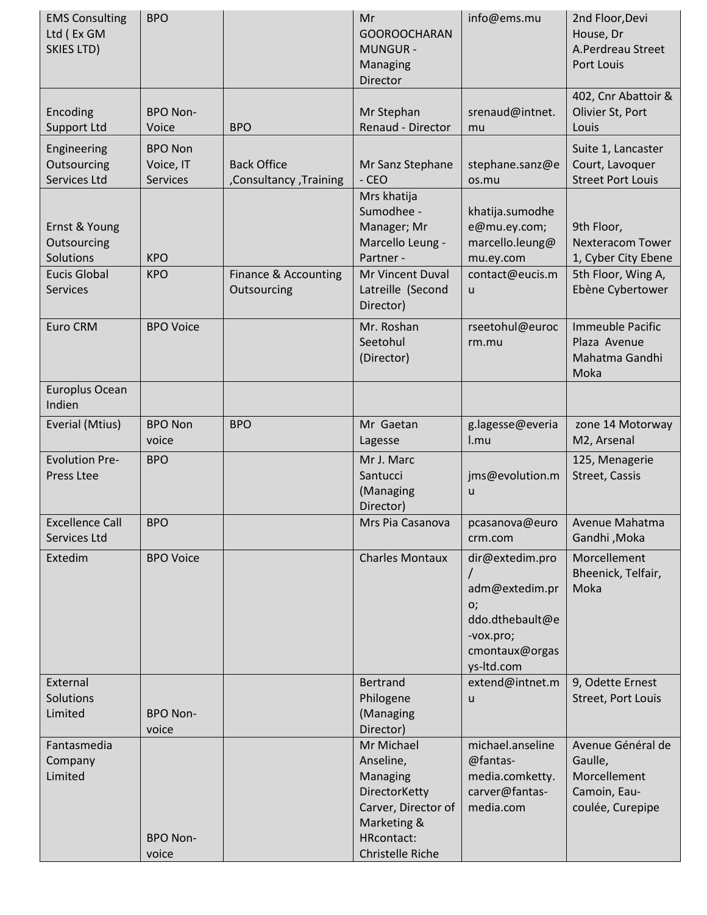| | | | | | |
|---|---|---|---|---|---|
| EMS Consulting Ltd ( Ex GM SKIES LTD) | BPO | | Mr GOOROOCHARAN MUNGUR - Managing Director | info@ems.mu | 2nd Floor,Devi House, Dr A.Perdreau Street Port Louis |
| Encoding Support Ltd | BPO Non-Voice | BPO | Mr Stephan Renaud - Director | srenaud@intnet.mu | 402, Cnr Abattoir & Olivier St, Port Louis |
| Engineering Outsourcing Services Ltd | BPO Non Voice, IT Services | Back Office ,Consultancy ,Training | Mr Sanz Stephane - CEO | stephane.sanz@eos.mu | Suite 1, Lancaster Court, Lavoquer Street Port Louis |
| Ernst & Young Outsourcing Solutions | KPO | | Mrs khatija Sumodhee - Manager; Mr Marcello Leung - Partner - | khatija.sumodhee@mu.ey.com; marcello.leung@mu.ey.com | 9th Floor, Nexteracom Tower 1, Cyber City Ebene |
| Eucis Global Services | KPO | Finance & Accounting Outsourcing | Mr Vincent Duval Latreille (Second Director) | contact@eucis.mu | 5th Floor, Wing A, Ebène Cybertower |
| Euro CRM | BPO Voice | | Mr. Roshan Seetohul (Director) | rseetohul@eurocrm.mu | Immeuble Pacific Plaza Avenue Mahatma Gandhi Moka |
| Europlus Ocean Indien | | | | | |
| Everial (Mtius) | BPO Non voice | BPO | Mr Gaetan Lagesse | g.lagesse@everial.mu | zone 14 Motorway M2, Arsenal |
| Evolution Pre-Press Ltee | BPO | | Mr J. Marc Santucci (Managing Director) | jms@evolution.mu | 125, Menagerie Street, Cassis |
| Excellence Call Services Ltd | BPO | | Mrs Pia Casanova | pcasanova@eurocrm.com | Avenue Mahatma Gandhi ,Moka |
| Extedim | BPO Voice | | Charles Montaux | dir@extedim.pro / adm@extedim.pro; ddo.dthebault@e-vox.pro; cmontaux@orgasys-ltd.com | Morcellement Bheenick, Telfair, Moka |
| External Solutions Limited | BPO Non-voice | | Bertrand Philogene (Managing Director) | extend@intnet.mu | 9, Odette Ernest Street, Port Louis |
| Fantasmedia Company Limited | BPO Non-voice | | Mr Michael Anseline, Managing DirectorKetty Carver, Director of Marketing & HRcontact: Christelle Riche | michael.anseline@fantas-media.comketty.carver@fantas-media.com | Avenue Général de Gaulle, Morcellement Camoin, Eau-coulée, Curepipe |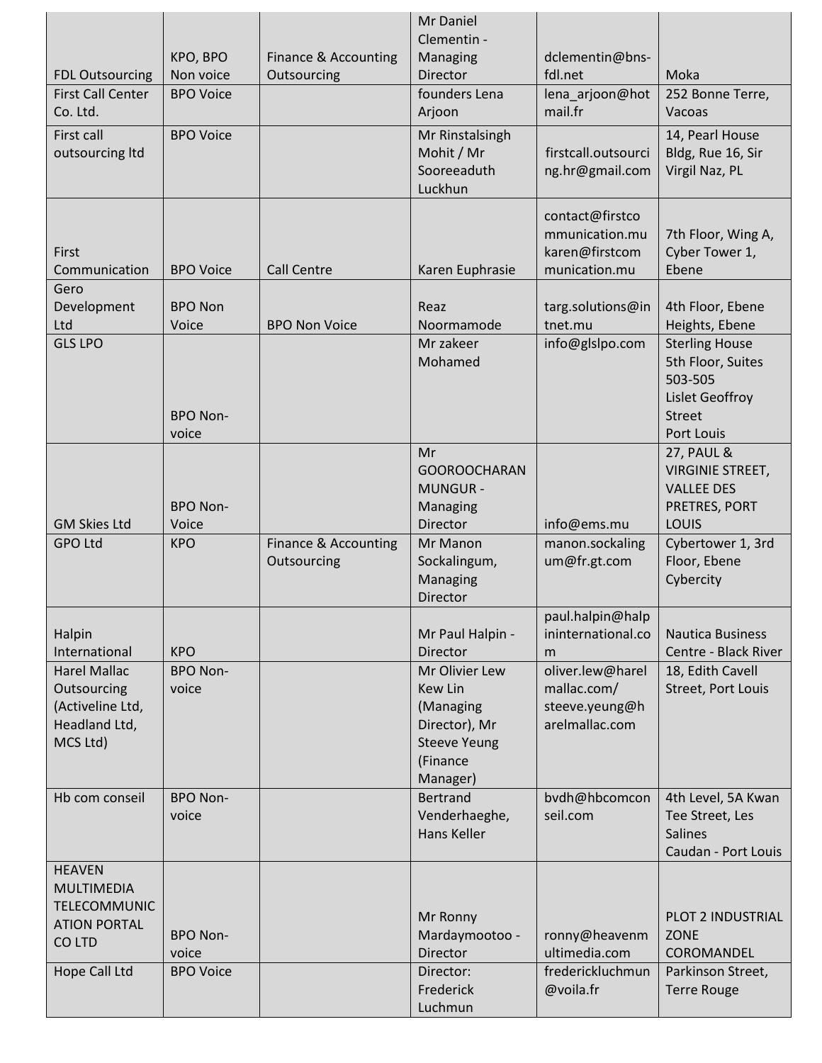| | | | | | |
|---|---|---|---|---|---|
| FDL Outsourcing | KPO, BPO Non voice | Finance & Accounting Outsourcing | Mr Daniel Clementin - Managing Director | dclementin@bns-fdl.net | Moka |
| First Call Center Co. Ltd. | BPO Voice | | founders Lena Arjoon | lena_arjoon@hotmail.fr | 252 Bonne Terre, Vacoas |
| First call outsourcing ltd | BPO Voice | | Mr Rinstalsingh Mohit / Mr Sooreeaduth Luckhun | firstcall.outsourcing.hr@gmail.com | 14, Pearl House Bldg, Rue 16, Sir Virgil Naz, PL |
| First Communication | BPO Voice | Call Centre | Karen Euphrasie | contact@firstcommunication.mu karen@firstcommunication.mu | 7th Floor, Wing A, Cyber Tower 1, Ebene |
| Gero Development Ltd | BPO Non Voice | BPO Non Voice | Reaz Noormamode | targ.solutions@intnet.mu | 4th Floor, Ebene Heights, Ebene |
| GLS LPO | BPO Non-voice | | Mr zakeer Mohamed | info@glslpo.com | Sterling House 5th Floor, Suites 503-505 Lislet Geoffroy Street Port Louis |
| GM Skies Ltd | BPO Non-Voice | | Mr GOOROOCHARAN MUNGUR - Managing Director | info@ems.mu | 27, PAUL & VIRGINIE STREET, VALLEE DES PRETRES, PORT LOUIS |
| GPO Ltd | KPO | Finance & Accounting Outsourcing | Mr Manon Sockalingum, Managing Director | manon.sockalingum@fr.gt.com | Cybertower 1, 3rd Floor, Ebene Cybercity |
| Halpin International | KPO | | Mr Paul Halpin - Director | paul.halpin@halpininternational.com | Nautica Business Centre - Black River |
| Harel Mallac Outsourcing (Activeline Ltd, Headland Ltd, MCS Ltd) | BPO Non-voice | | Mr Olivier Lew Kew Lin (Managing Director), Mr Steeve Yeung (Finance Manager) | oliver.lew@harelmallac.com/ steeve.yeung@harelmallac.com | 18, Edith Cavell Street, Port Louis |
| Hb com conseil | BPO Non-voice | | Bertrand Venderhaeghe, Hans Keller | bvdh@hbcomconseil.com | 4th Level, 5A Kwan Tee Street, Les Salines Caudan - Port Louis |
| HEAVEN MULTIMEDIA TELECOMMUNICATION PORTAL CO LTD | BPO Non-voice | | Mr Ronny Mardaymootoo - Director | ronny@heavenmultimedia.com | PLOT 2 INDUSTRIAL ZONE COROMANDEL |
| Hope Call Ltd | BPO Voice | | Director: Frederick Luchmun | frederickluchmun@voila.fr | Parkinson Street, Terre Rouge |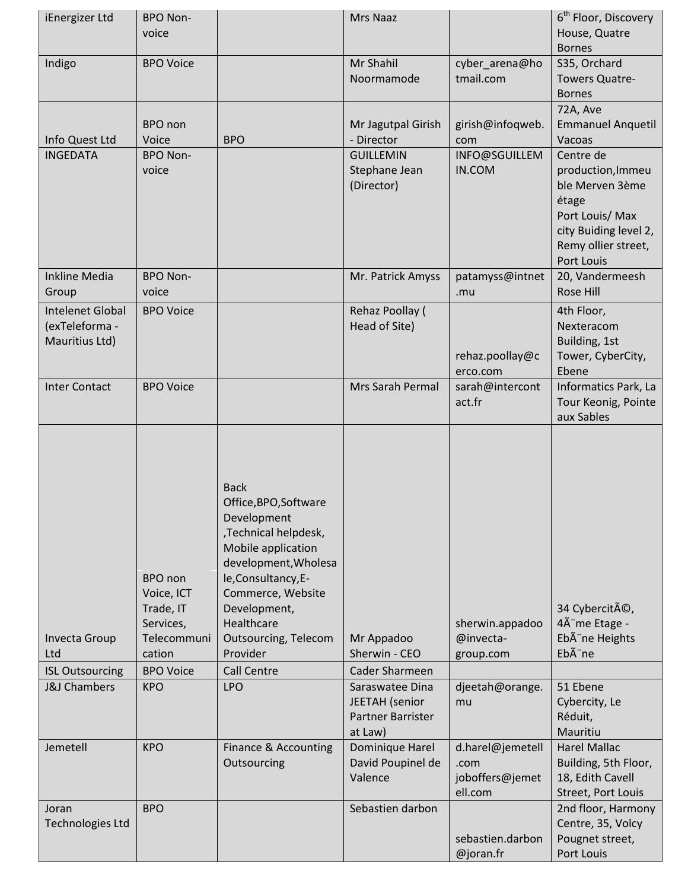| iEnergizer Ltd | BPO Non-voice | | Mrs Naaz | | 6th Floor, Discovery House, Quatre Bornes |
|---|---|---|---|---|---|
| Indigo | BPO Voice | | Mr Shahil Noormamode | cyber_arena@hotmail.com | S35, Orchard Towers Quatre-Bornes |
| Info Quest Ltd | BPO non Voice | BPO | Mr Jagutpal Girish - Director | girish@infoqweb.com | 72A, Ave Emmanuel Anquetil Vacoas |
| INGEDATA | BPO Non-voice | | GUILLEMIN Stephane Jean (Director) | INFO@SGUILLEMIN.COM | Centre de production,Immeuble Merven 3ème étage Port Louis/ Max city Buiding level 2, Remy ollier street, Port Louis |
| Inkline Media Group | BPO Non-voice | | Mr. Patrick Amyss | patamyss@intnet.mu | 20, Vandermeesh Rose Hill |
| Intelenet Global (exTeleforma - Mauritius Ltd) | BPO Voice | | Rehaz Poollay ( Head of Site) | rehaz.poollay@cerco.com | 4th Floor, Nexteracom Building, 1st Tower, CyberCity, Ebene |
| Inter Contact | BPO Voice | | Mrs Sarah Permal | sarah@intercontact.fr | Informatics Park, La Tour Keonig, Pointe aux Sables |
| Invecta Group Ltd | BPO non Voice, ICT Trade, IT Services, Telecommunication | Back Office,BPO,Software Development ,Technical helpdesk, Mobile application development,Wholesale,Consultancy,E-Commerce, Website Development, Healthcare Outsourcing, Telecom Provider | Mr Appadoo Sherwin - CEO | sherwin.appadoo@invecta-group.com | 34 CybercitÃ©, 4Ã¨me Etage - EbÃ¨ne Heights EbÃ¨ne |
| ISL Outsourcing | BPO Voice | Call Centre | Cader Sharmeen | | |
| J&J Chambers | KPO | LPO | Saraswatee Dina JEETAH (senior Partner Barrister at Law) | djeetah@orange.mu | 51 Ebene Cybercity, Le Réduit, Mauritiu |
| Jemetell | KPO | Finance & Accounting Outsourcing | Dominique Harel David Poupinel de Valence | d.harel@jemetell.com joboffers@jemetell.com | Harel Mallac Building, 5th Floor, 18, Edith Cavell Street, Port Louis |
| Joran Technologies Ltd | BPO | | Sebastien darbon | sebastien.darbon@joran.fr | 2nd floor, Harmony Centre, 35, Volcy Pougnet street, Port Louis |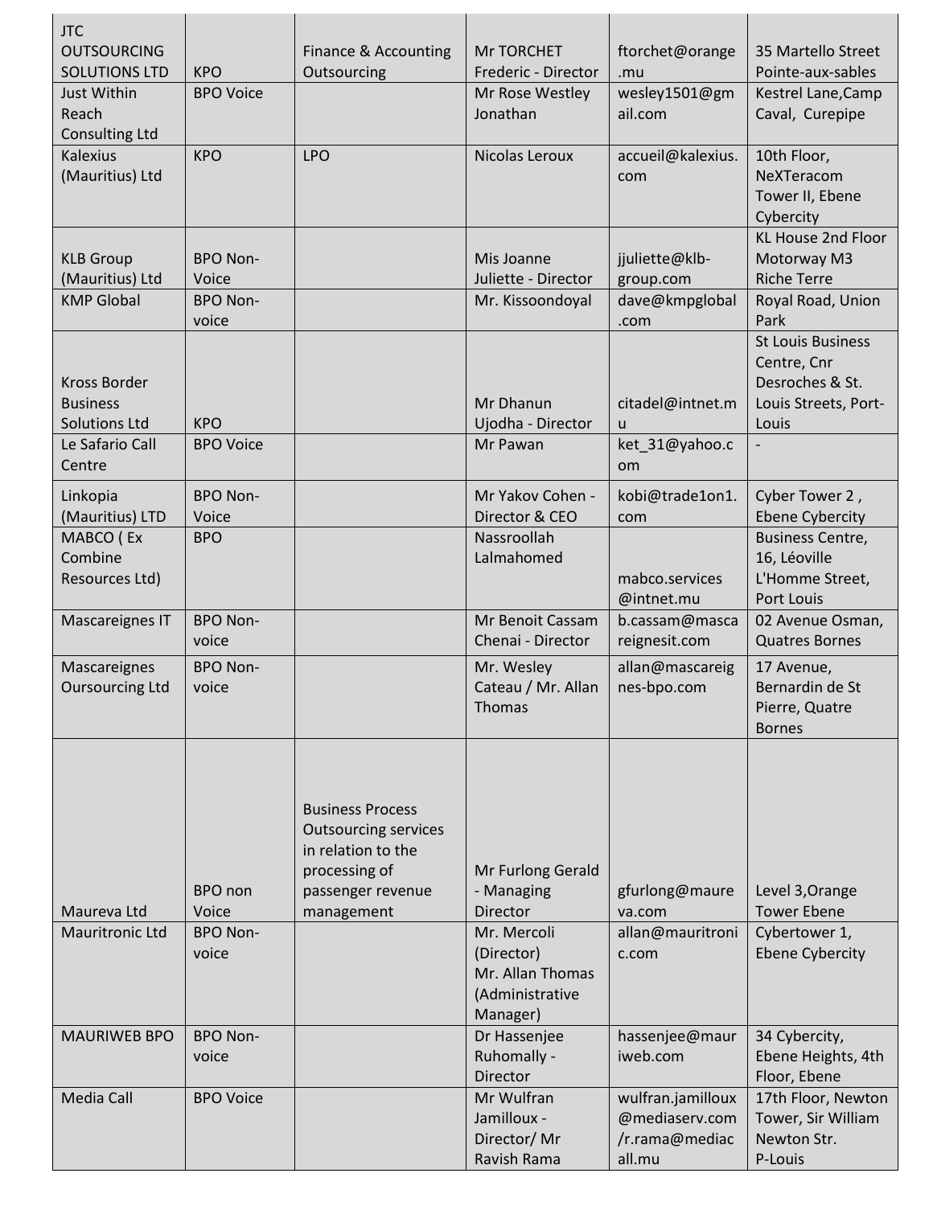| | | | | | |
|---|---|---|---|---|---|
| JTC OUTSOURCING SOLUTIONS LTD | KPO | Finance & Accounting Outsourcing | Mr TORCHET Frederic - Director | ftorchet@orange.mu | 35 Martello Street Pointe-aux-sables |
| Just Within Reach Consulting Ltd | BPO Voice | | Mr Rose Westley Jonathan | wesley1501@gmail.com | Kestrel Lane,Camp Caval, Curepipe |
| Kalexius (Mauritius) Ltd | KPO | LPO | Nicolas Leroux | accueil@kalexius.com | 10th Floor, NeXTeracom Tower II, Ebene Cybercity |
| KLB Group (Mauritius) Ltd | BPO Non-Voice | | Mis Joanne Juliette - Director | jjuliette@klb-group.com | KL House 2nd Floor Motorway M3 Riche Terre |
| KMP Global | BPO Non-voice | | Mr. Kissoondoyal | dave@kmpglobal.com | Royal Road, Union Park |
| Kross Border Business Solutions Ltd | KPO | | Mr Dhanun Ujodha - Director | citadel@intnet.mu | St Louis Business Centre, Cnr Desroches & St. Louis Streets, Port-Louis |
| Le Safario Call Centre | BPO Voice | | Mr Pawan | ket_31@yahoo.com | - |
| Linkopia (Mauritius) LTD | BPO Non-Voice | | Mr Yakov Cohen - Director & CEO | kobi@trade1on1.com | Cyber Tower 2 , Ebene Cybercity |
| MABCO ( Ex Combine Resources Ltd) | BPO | | Nassroollah Lalmahomed | mabco.services@intnet.mu | Business Centre, 16, Léoville L'Homme Street, Port Louis |
| Mascareignes IT | BPO Non-voice | | Mr Benoit Cassam Chenai - Director | b.cassam@mascareignesit.com | 02 Avenue Osman, Quatres Bornes |
| Mascareignes Oursourcing Ltd | BPO Non-voice | | Mr. Wesley Cateau / Mr. Allan Thomas | allan@mascareignes-bpo.com | 17 Avenue, Bernardin de St Pierre, Quatre Bornes |
| Maureva Ltd | BPO non Voice | Business Process Outsourcing services in relation to the processing of passenger revenue management | Mr Furlong Gerald - Managing Director | gfurlong@maureva.com | Level 3,Orange Tower Ebene |
| Mauritronic Ltd | BPO Non-voice | | Mr. Mercoli (Director) Mr. Allan Thomas (Administrative Manager) | allan@mauritronic.com | Cybertower 1, Ebene Cybercity |
| MAURIWEB BPO | BPO Non-voice | | Dr Hassenjee Ruhomally - Director | hassenjee@mauriweb.com | 34 Cybercity, Ebene Heights, 4th Floor, Ebene |
| Media Call | BPO Voice | | Mr Wulfran Jamilloux - Director/ Mr Ravish Rama | wulfran.jamilloux@mediaserv.com /r.rama@mediacall.mu | 17th Floor, Newton Tower, Sir William Newton Str. P-Louis |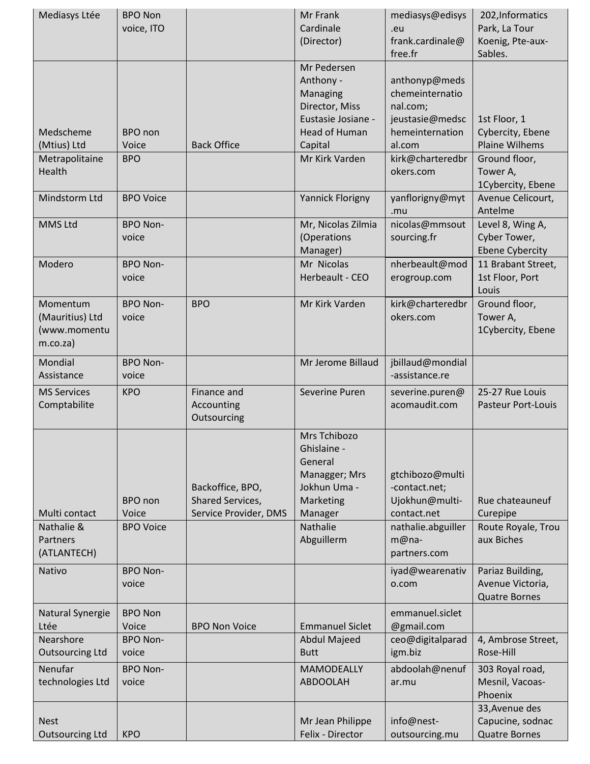| | | | | | |
|---|---|---|---|---|---|
| Mediasys Ltée | BPO Non voice, ITO | | Mr Frank Cardinale (Director) | mediasys@edisys.eu frank.cardinale@free.fr | 202,Informatics Park, La Tour Koenig, Pte-aux-Sables. |
| Medscheme (Mtius) Ltd | BPO non Voice | Back Office | Mr Pedersen Anthony - Managing Director, Miss Eustasie Josiane - Head of Human Capital | anthonyp@medschemeinternational.com; jeustasie@medschemeinternational.com | 1st Floor, 1 Cybercity, Ebene Plaine Wilhems |
| Metrapolitaine Health | BPO | | Mr Kirk Varden | kirk@charteredbrokers.com | Ground floor, Tower A, 1Cybercity, Ebene |
| Mindstorm Ltd | BPO Voice | | Yannick Florigny | yanflorigny@myt.mu | Avenue Celicourt, Antelme |
| MMS Ltd | BPO Non-voice | | Mr, Nicolas Zilmia (Operations Manager) | nicolas@mmsoutsourcing.fr | Level 8, Wing A, Cyber Tower, Ebene Cybercity |
| Modero | BPO Non-voice | | Mr Nicolas Herbeault - CEO | nherbeault@moderogroup.com | 11 Brabant Street, 1st Floor, Port Louis |
| Momentum (Mauritius) Ltd (www.momentum.co.za) | BPO Non-voice | BPO | Mr Kirk Varden | kirk@charteredbrokers.com | Ground floor, Tower A, 1Cybercity, Ebene |
| Mondial Assistance | BPO Non-voice | | Mr Jerome Billaud | jbillaud@mondial-assistance.re | |
| MS Services Comptabilite | KPO | Finance and Accounting Outsourcing | Severine Puren | severine.puren@acomaudit.com | 25-27 Rue Louis Pasteur Port-Louis |
| Multi contact | BPO non Voice | Backoffice, BPO, Shared Services, Service Provider, DMS | Mrs Tchibozo Ghislaine - General Managger; Mrs Jokhun Uma - Marketing Manager | gtchibozo@multi-contact.net; Ujokhun@multi-contact.net | Rue chateauneuf Curepipe |
| Nathalie & Partners (ATLANTECH) | BPO Voice | | Nathalie Abguillerm | nathalie.abguillerm@na-partners.com | Route Royale, Trou aux Biches |
| Nativo | BPO Non-voice | | | iyad@wearenativo.com | Pariaz Building, Avenue Victoria, Quatre Bornes |
| Natural Synergie Ltée | BPO Non Voice | BPO Non Voice | Emmanuel Siclet | emmanuel.siclet@gmail.com | |
| Nearshore Outsourcing Ltd | BPO Non-voice | | Abdul Majeed Butt | ceo@digitalparadigm.biz | 4, Ambrose Street, Rose-Hill |
| Nenufar technologies Ltd | BPO Non-voice | | MAMODEALLY ABDOOLAH | abdoolah@nenufar.mu | 303 Royal road, Mesnil, Vacoas-Phoenix |
| Nest Outsourcing Ltd | KPO | | Mr Jean Philippe Felix - Director | info@nest-outsourcing.mu | 33,Avenue des Capucine, sodnac Quatre Bornes |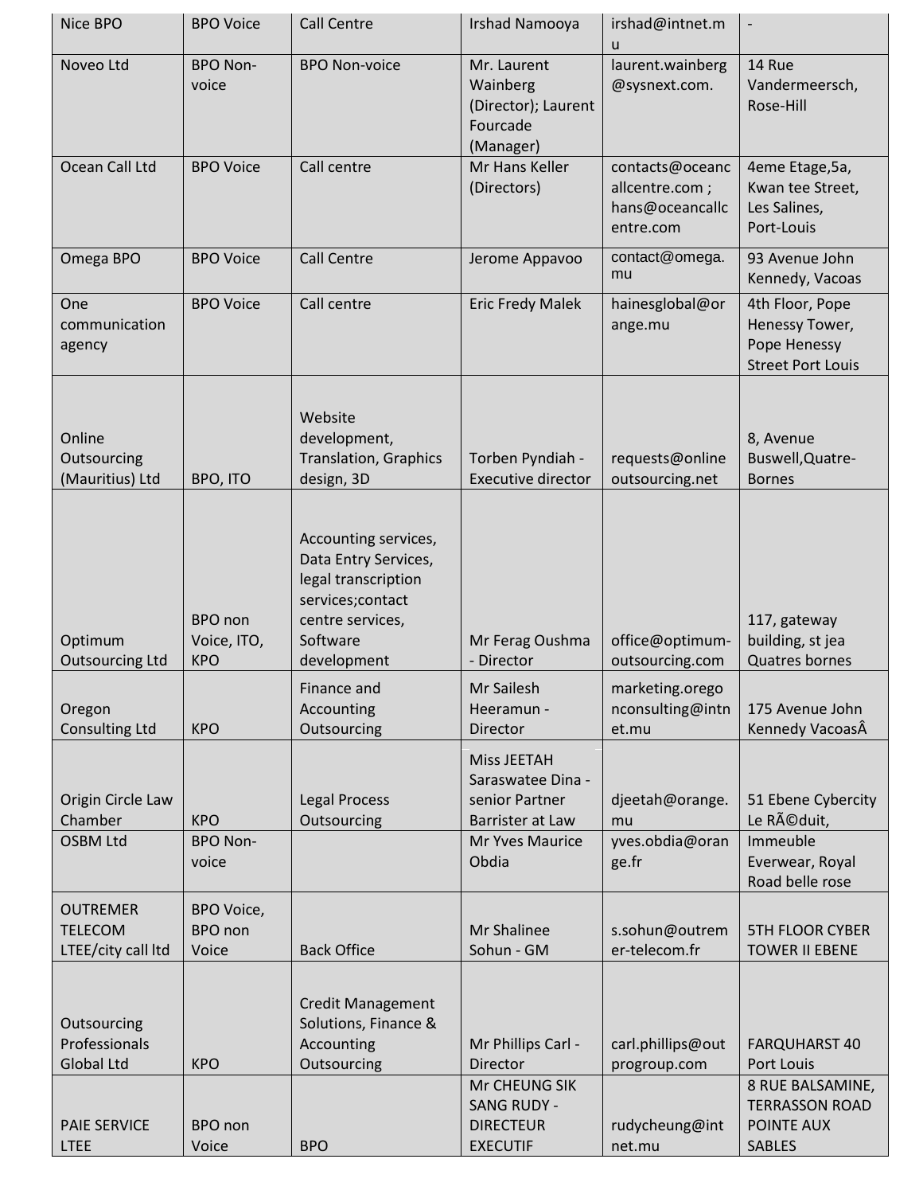| Nice BPO | BPO Voice | Call Centre | Irshad Namooya | irshad@intnet.mu | - |
|---|---|---|---|---|---|
| Noveo Ltd | BPO Non-voice | BPO Non-voice | Mr. Laurent Wainberg (Director); Laurent Fourcade (Manager) | laurent.wainberg@sysnext.com. | 14 Rue Vandermeersch, Rose-Hill |
| Ocean Call Ltd | BPO Voice | Call centre | Mr Hans Keller (Directors) | contacts@oceancallcentre.com ; hans@oceancallcentre.com | 4eme Etage,5a, Kwan tee Street, Les Salines, Port-Louis |
| Omega BPO | BPO Voice | Call Centre | Jerome Appavoo | contact@omega.mu | 93 Avenue John Kennedy, Vacoas |
| One communication agency | BPO Voice | Call centre | Eric Fredy Malek | hainesglobal@orange.mu | 4th Floor, Pope Henessy Tower, Pope Henessy Street Port Louis |
| Online Outsourcing (Mauritius) Ltd | BPO, ITO | Website development, Translation, Graphics design, 3D | Torben Pyndiah - Executive director | requests@onlineoutsourcing.net | 8, Avenue Buswell,Quatre-Bornes |
| Optimum Outsourcing Ltd | BPO non Voice, ITO, KPO | Accounting services, Data Entry Services, legal transcription services;contact centre services, Software development | Mr Ferag Oushma - Director | office@optimum-outsourcing.com | 117, gateway building, st jea Quatres bornes |
| Oregon Consulting Ltd | KPO | Finance and Accounting Outsourcing | Mr Sailesh Heeramun - Director | marketing.oregonconsulting@intnet.mu | 175 Avenue John Kennedy VacoasÂ |
| Origin Circle Law Chamber | KPO | Legal Process Outsourcing | Miss JEETAH Saraswatee Dina - senior Partner Barrister at Law | djeetah@orange.mu | 51 Ebene Cybercity Le RÃ©duit, |
| OSBM Ltd | BPO Non-voice | | Mr Yves Maurice Obdia | yves.obdia@orange.fr | Immeuble Everwear, Royal Road belle rose |
| OUTREMER TELECOM LTEE/city call ltd | BPO Voice, BPO non Voice | Back Office | Mr Shalinee Sohun - GM | s.sohun@outremer-telecom.fr | 5TH FLOOR CYBER TOWER II EBENE |
| Outsourcing Professionals Global Ltd | KPO | Credit Management Solutions, Finance & Accounting Outsourcing | Mr Phillips Carl - Director | carl.phillips@outprogroup.com | FARQUHARST 40 Port Louis |
| PAIE SERVICE LTEE | BPO non Voice | BPO | Mr CHEUNG SIK SANG RUDY - DIRECTEUR EXECUTIF | rudycheung@intnet.mu | 8 RUE BALSAMINE, TERRASSON ROAD POINTE AUX SABLES |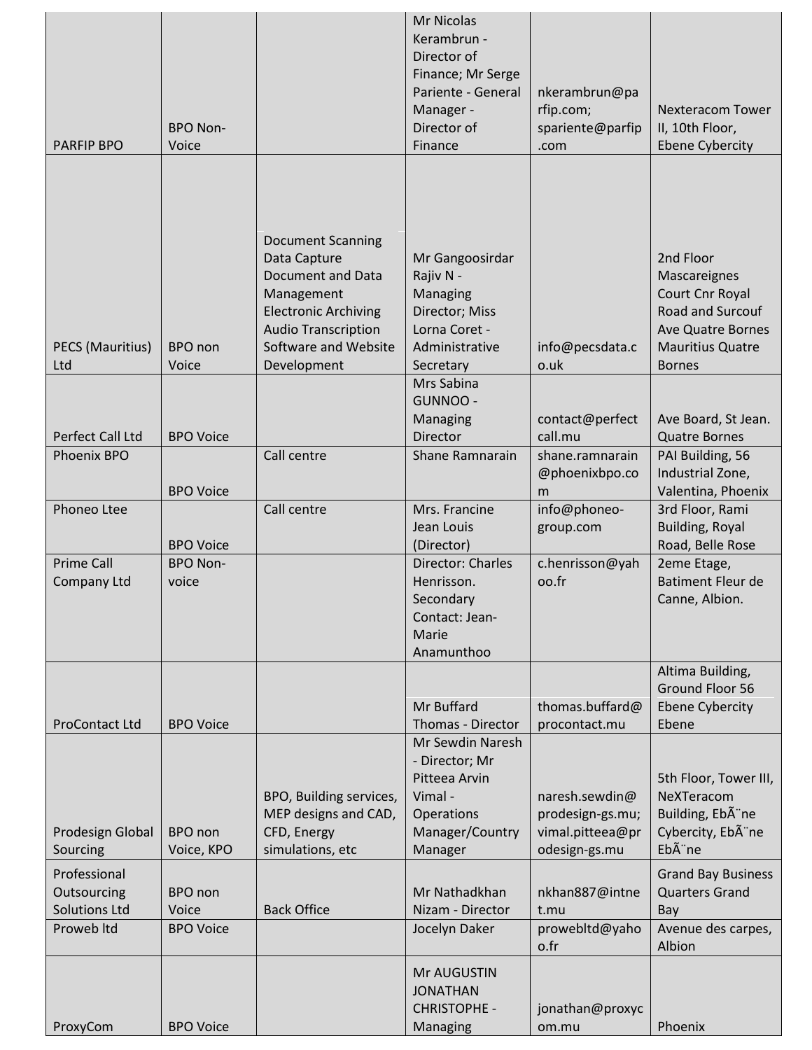| | | | | | |
|---|---|---|---|---|---|
| PARFIP BPO | BPO Non-Voice | | Mr Nicolas Kerambrun - Director of Finance; Mr Serge Pariente - General Manager - Director of Finance | nkerambrun@parfip.com; spariente@parfip.com | Nexteracom Tower II, 10th Floor, Ebene Cybercity |
| PECS (Mauritius) Ltd | BPO non Voice | Document Scanning Data Capture Document and Data Management Electronic Archiving Audio Transcription Software and Website Development | Mr Gangoosirdar Rajiv N - Managing Director; Miss Lorna Coret - Administrative Secretary | info@pecsdata.co.uk | 2nd Floor Mascareignes Court Cnr Royal Road and Surcouf Ave Quatre Bornes Mauritius Quatre Bornes |
| Perfect Call Ltd | BPO Voice | | Mrs Sabina GUNNOO - Managing Director | contact@perfectcall.mu | Ave Board, St Jean. Quatre Bornes |
| Phoenix BPO | BPO Voice | Call centre | Shane Ramnarain | shane.ramnarain@phoenixbpo.com | PAI Building, 56 Industrial Zone, Valentina, Phoenix |
| Phoneo Ltee | BPO Voice | Call centre | Mrs. Francine Jean Louis (Director) | info@phoneo-group.com | 3rd Floor, Rami Building, Royal Road, Belle Rose |
| Prime Call Company Ltd | BPO Non-voice | | Director: Charles Henrisson. Secondary Contact: Jean-Marie Anamunthoo | c.henrisson@yahoo.fr | 2eme Etage, Batiment Fleur de Canne, Albion. |
| ProContact Ltd | BPO Voice | | Mr Buffard Thomas - Director | thomas.buffard@procontact.mu | Altima Building, Ground Floor 56 Ebene Cybercity Ebene |
| Prodesign Global Sourcing | BPO non Voice, KPO | BPO, Building services, MEP designs and CAD, CFD, Energy simulations, etc | Mr Sewdin Naresh - Director; Mr Pitteea Arvin Vimal - Operations Manager/Country Manager | naresh.sewdin@prodesign-gs.mu; vimal.pitteea@prodesign-gs.mu | 5th Floor, Tower III, NeXTeracom Building, EbÃ¨ne Cybercity, EbÃ¨ne EbÃ¨ne |
| Professional Outsourcing Solutions Ltd | BPO non Voice | Back Office | Mr Nathadkhan Nizam - Director | nkhan887@intnet.mu | Grand Bay Business Quarters Grand Bay |
| Proweb ltd | BPO Voice | | Jocelyn Daker | proweblted@yahoo.fr | Avenue des carpes, Albion |
| ProxyCom | BPO Voice | | Mr AUGUSTIN JONATHAN CHRISTOPHE - Managing | jonathan@proxycom.mu | Phoenix |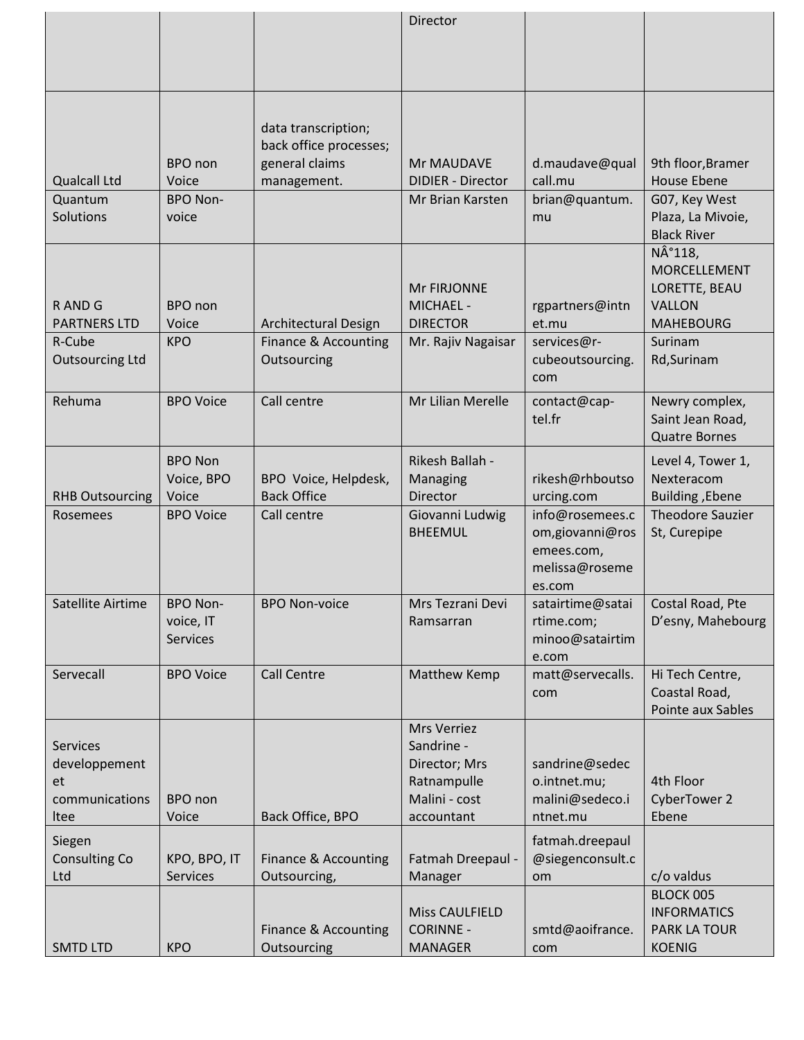| | | | Director | | |
|---|---|---|---|---|---|
| Qualcall Ltd | BPO non Voice | data transcription; back office processes; general claims management. | Mr MAUDAVE DIDIER - Director | d.maudave@qualcall.mu | 9th floor,Bramer House Ebene |
| Quantum Solutions | BPO Non-voice | | Mr Brian Karsten | brian@quantum.mu | G07, Key West Plaza, La Mivoie, Black River |
| R AND G PARTNERS LTD | BPO non Voice | Architectural Design | Mr FIRJONNE MICHAEL - DIRECTOR | rgpartners@intnet.mu | NÂ°118, MORCELLEMENT LORETTE, BEAU VALLON MAHEBOURG |
| R-Cube Outsourcing Ltd | KPO | Finance & Accounting Outsourcing | Mr. Rajiv Nagaisar | services@r-cubeoutsourcing.com | Surinam Rd,Surinam |
| Rehuma | BPO Voice | Call centre | Mr Lilian Merelle | contact@cap-tel.fr | Newry complex, Saint Jean Road, Quatre Bornes |
| RHB Outsourcing | BPO Non Voice, BPO Voice | BPO Voice, Helpdesk, Back Office | Rikesh Ballah - Managing Director | rikesh@rhboutsourcing.com | Level 4, Tower 1, Nexteracom Building ,Ebene |
| Rosemees | BPO Voice | Call centre | Giovanni Ludwig BHEEMUL | info@rosemees.com,giovanni@rosemees.com, melissa@rosemees.com | Theodore Sauzier St, Curepipe |
| Satellite Airtime | BPO Non-voice, IT Services | BPO Non-voice | Mrs Tezrani Devi Ramsarran | satairtime@sataitime.com; minoo@sataitime.com | Costal Road, Pte D'esny, Mahebourg |
| Servecall | BPO Voice | Call Centre | Matthew Kemp | matt@servecalls.com | Hi Tech Centre, Coastal Road, Pointe aux Sables |
| Services developpement et communications ltee | BPO non Voice | Back Office, BPO | Mrs Verriez Sandrine - Director; Mrs Ratnampulle Malini - cost accountant | sandrine@sedeco.intnet.mu; malini@sedeco.intnet.mu | 4th Floor CyberTower 2 Ebene |
| Siegen Consulting Co Ltd | KPO, BPO, IT Services | Finance & Accounting Outsourcing, | Fatmah Dreepaul - Manager | fatmah.dreepaul@siegenconsult.com | c/o valdus |
| SMTD LTD | KPO | Finance & Accounting Outsourcing | Miss CAULFIELD CORINNE - MANAGER | smtd@aoifrance.com | BLOCK 005 INFORMATICS PARK LA TOUR KOENIG |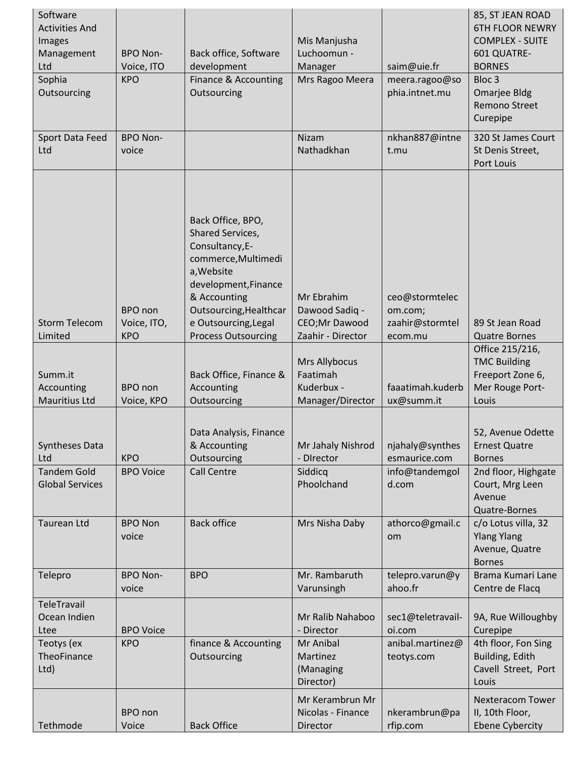| Software Activities And Images Management Ltd | BPO Non-Voice, ITO | Back office, Software development | Mis Manjusha Luchoomun - Manager | saim@uie.fr | 85, ST JEAN ROAD 6TH FLOOR NEWRY COMPLEX - SUITE 601 QUATRE-BORNES |
|---|---|---|---|---|---|
| Sophia Outsourcing | KPO | Finance & Accounting Outsourcing | Mrs Ragoo Meera | meera.ragoo@sophia.intnet.mu | Bloc 3 Omarjee Bldg Remono Street Curepipe |
| Sport Data Feed Ltd | BPO Non-voice | | Nizam Nathadkhan | nkhan887@intnet.mu | 320 St James Court St Denis Street, Port Louis |
| Storm Telecom Limited | BPO non Voice, ITO, KPO | Back Office, BPO, Shared Services, Consultancy,E-commerce,Multimedia,Website development,Finance & Accounting Outsourcing,Healthcare Outsourcing,Legal Process Outsourcing | Mr Ebrahim Dawood Sadiq - CEO;Mr Dawood Zaahir - Director | ceo@stormtelecom.com; zaahir@stormtelecom.mu | 89 St Jean Road Quatre Bornes |
| Summ.it Accounting Mauritius Ltd | BPO non Voice, KPO | Back Office, Finance & Accounting Outsourcing | Mrs Allybocus Faatimah Kuderbux - Manager/Director | faaatimah.kuderbux@summ.it | Office 215/216, TMC Building Freeport Zone 6, Mer Rouge Port-Louis |
| Syntheses Data Ltd | KPO | Data Analysis, Finance & Accounting Outsourcing | Mr Jahaly Nishrod - DIrector | njahaly@synthesesmaurice.com | 52, Avenue Odette Ernest Quatre Bornes |
| Tandem Gold Global Services | BPO Voice | Call Centre | Siddicq Phoolchand | info@tandemgold.com | 2nd floor, Highgate Court, Mrg Leen Avenue Quatre-Bornes |
| Taurean Ltd | BPO Non voice | Back office | Mrs Nisha Daby | athorco@gmail.com | c/o Lotus villa, 32 Ylang Ylang Avenue, Quatre Bornes |
| Telepro | BPO Non-voice | BPO | Mr. Rambaruth Varunsingh | telepro.varun@yahoo.fr | Brama Kumari Lane Centre de Flacq |
| TeleTravail Ocean Indien Ltee | BPO Voice | | Mr Ralib Nahaboo - Director | sec1@teletravail-oi.com | 9A, Rue Willoughby Curepipe |
| Teotys (ex TheoFinance Ltd) | KPO | finance & Accounting Outsourcing | Mr Anibal Martinez (Managing Director) | anibal.martinez@teotys.com | 4th floor, Fon Sing Building, Edith Cavell Street, Port Louis |
| Tethmode | BPO non Voice | Back Office | Mr Kerambrun Mr Nicolas - Finance Director | nkerambrun@parfip.com | Nexteracom Tower II, 10th Floor, Ebene Cybercity |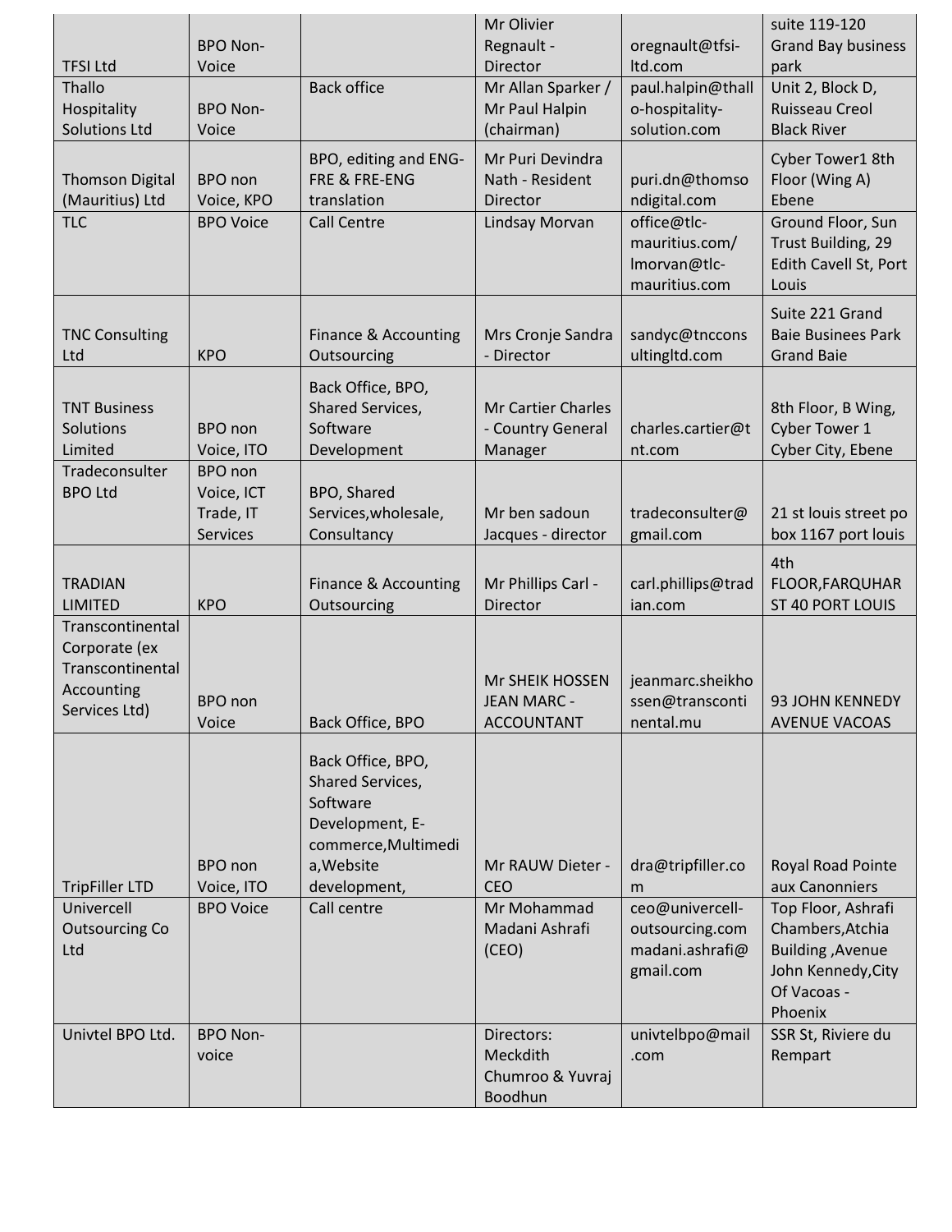| | | | | | |
|---|---|---|---|---|---|
| TFSI Ltd | BPO Non-Voice | | Mr Olivier Regnault - Director | oregnault@tfsi-ltd.com | suite 119-120 Grand Bay business park |
| Thallo Hospitality Solutions Ltd | BPO Non-Voice | Back office | Mr Allan Sparker / Mr Paul Halpin (chairman) | paul.halpin@thallo-hospitality-solution.com | Unit 2, Block D, Ruisseau Creol Black River |
| Thomson Digital (Mauritius) Ltd | BPO non Voice, KPO | BPO, editing and ENG-FRE & FRE-ENG translation | Mr Puri Devindra Nath - Resident Director | puri.dn@thomsondigital.com | Cyber Tower1 8th Floor (Wing A) Ebene |
| TLC | BPO Voice | Call Centre | Lindsay Morvan | office@tlc-mauritius.com/ lmorvan@tlc-mauritius.com | Ground Floor, Sun Trust Building, 29 Edith Cavell St, Port Louis |
| TNC Consulting Ltd | KPO | Finance & Accounting Outsourcing | Mrs Cronje Sandra - Director | sandyc@tncconsultingltd.com | Suite 221 Grand Baie Businees Park Grand Baie |
| TNT Business Solutions Limited | BPO non Voice, ITO | Back Office, BPO, Shared Services, Software Development | Mr Cartier Charles - Country General Manager | charles.cartier@tnt.com | 8th Floor, B Wing, Cyber Tower 1 Cyber City, Ebene |
| Tradeconsulter BPO Ltd | BPO non Voice, ICT Trade, IT Services | BPO, Shared Services,wholesale, Consultancy | Mr ben sadoun Jacques - director | tradeconsulter@gmail.com | 21 st louis street po box 1167 port louis |
| TRADIAN LIMITED | KPO | Finance & Accounting Outsourcing | Mr Phillips Carl - Director | carl.phillips@tradian.com | 4th FLOOR,FARQUHAR ST 40 PORT LOUIS |
| Transcontinental Corporate (ex Transcontinental Accounting Services Ltd) | BPO non Voice | Back Office, BPO | Mr SHEIK HOSSEN JEAN MARC - ACCOUNTANT | jeanmarc.sheikhossen@transcontinental.mu | 93 JOHN KENNEDY AVENUE VACOAS |
| TripFiller LTD | BPO non Voice, ITO | Back Office, BPO, Shared Services, Software Development, E-commerce,Multimedia,Website development, | Mr RAUW Dieter - CEO | dra@tripfiller.com | Royal Road Pointe aux Canonniers |
| Univercell Outsourcing Co Ltd | BPO Voice | Call centre | Mr Mohammad Madani Ashrafi (CEO) | ceo@univercell-outsourcing.com madani.ashrafi@gmail.com | Top Floor, Ashrafi Chambers,Atchia Building ,Avenue John Kennedy,City Of Vacoas - Phoenix |
| Univtel BPO Ltd. | BPO Non-voice | | Directors: Meckdith Chumroo & Yuvraj Boodhun | univtelbpo@mail.com | SSR St, Riviere du Rempart |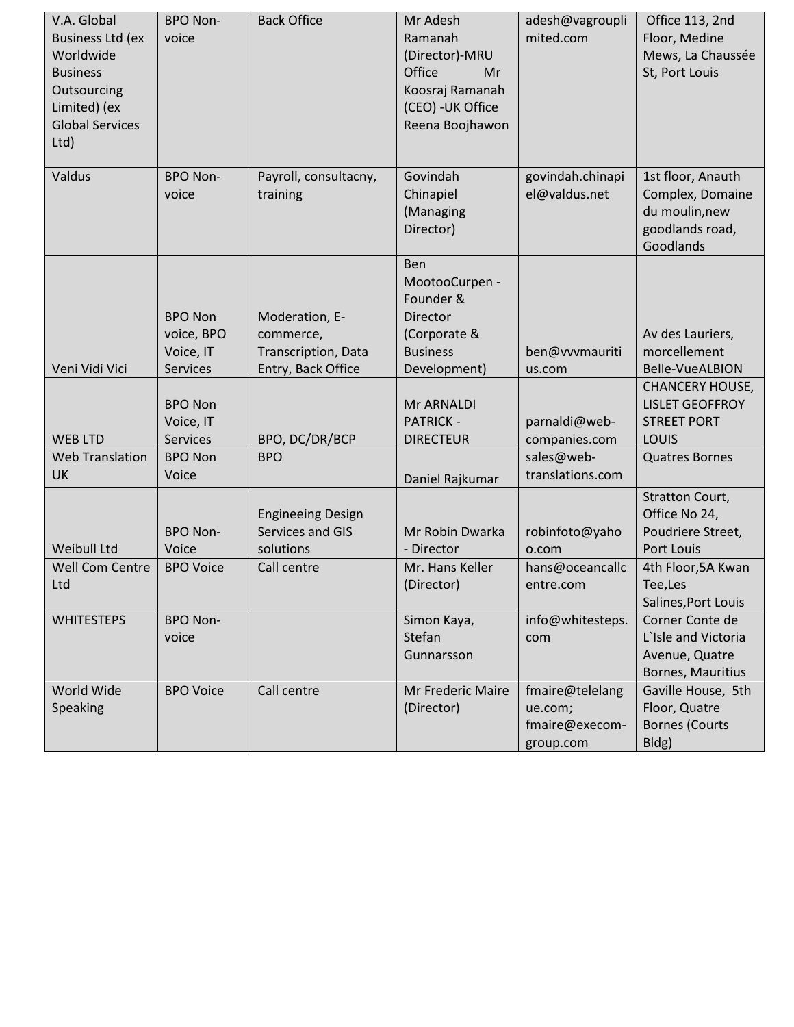| | | | | | |
|---|---|---|---|---|---|
| V.A. Global Business Ltd (ex Worldwide Business Outsourcing Limited) (ex Global Services Ltd) | BPO Non-voice | Back Office | Mr Adesh Ramanah (Director)-MRU Office Mr Koosraj Ramanah (CEO) -UK Office Reena Boojhawon | adesh@vagrouplimited.com | Office 113, 2nd Floor, Medine Mews, La Chaussée St, Port Louis |
| Valdus | BPO Non-voice | Payroll, consultacny, training | Govindah Chinapiel (Managing Director) | govindah.chinapiel@valdus.net | 1st floor, Anauth Complex, Domaine du moulin,new goodlands road, Goodlands |
| Veni Vidi Vici | BPO Non voice, BPO Voice, IT Services | Moderation, E-commerce, Transcription, Data Entry, Back Office | Ben MootooCurpen - Founder & Director (Corporate & Business Development) | ben@vvvmauritius.com | Av des Lauriers, morcellement Belle-VueALBION |
| WEB LTD | BPO Non Voice, IT Services | BPO, DC/DR/BCP | Mr ARNALDI PATRICK - DIRECTEUR | parnaldi@web-companies.com | CHANCERY HOUSE, LISLET GEOFFROY STREET PORT LOUIS |
| Web Translation UK | BPO Non Voice | BPO | Daniel Rajkumar | sales@web-translations.com | Quatres Bornes |
| Weibull Ltd | BPO Non-Voice | Engineeing Design Services and GIS solutions | Mr Robin Dwarka - Director | robinfoto@yahoo.com | Stratton Court, Office No 24, Poudriere Street, Port Louis |
| Well Com Centre Ltd | BPO Voice | Call centre | Mr. Hans Keller (Director) | hans@oceancallcentre.com | 4th Floor,5A Kwan Tee,Les Salines,Port Louis |
| WHITESTEPS | BPO Non-voice | | Simon Kaya, Stefan Gunnarsson | info@whitesteps.com | Corner Conte de L`Isle and Victoria Avenue, Quatre Bornes, Mauritius |
| World Wide Speaking | BPO Voice | Call centre | Mr Frederic Maire (Director) | fmaire@telelangue.com; fmaire@execom-group.com | Gaville House, 5th Floor, Quatre Bornes (Courts Bldg) |